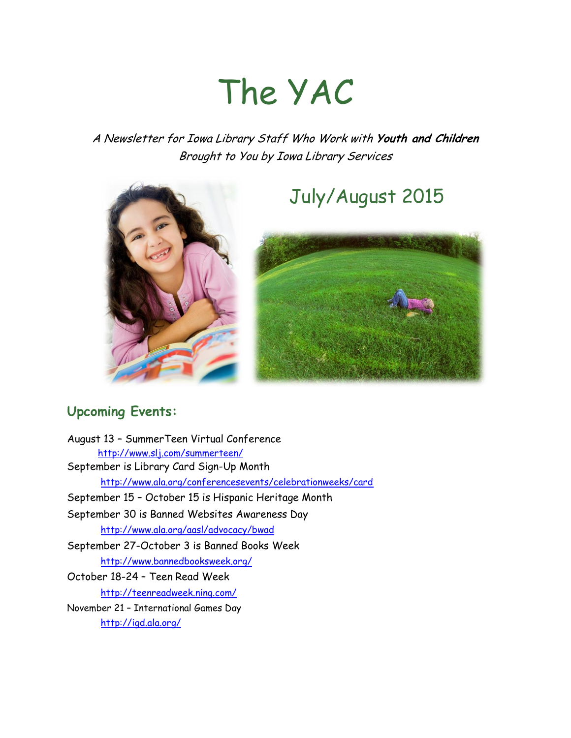# The YAC

*A Newsletter for Iowa Library Staff Who Work with* ***Youth and Children***
*Brought to You by Iowa Library Services*

## July/August 2015

## Upcoming Events:

August 13 – SummerTeen Virtual Conference
http://www.slj.com/summerteen/

September is Library Card Sign-Up Month
http://www.ala.org/conferencesevents/celebrationweeks/card

September 15 – October 15 is Hispanic Heritage Month

September 30 is Banned Websites Awareness Day
http://www.ala.org/aasl/advocacy/bwad

September 27-October 3 is Banned Books Week
http://www.bannedbooksweek.org/

October 18-24 – Teen Read Week
http://teenreadweek.ning.com/

November 21 – International Games Day
http://igd.ala.org/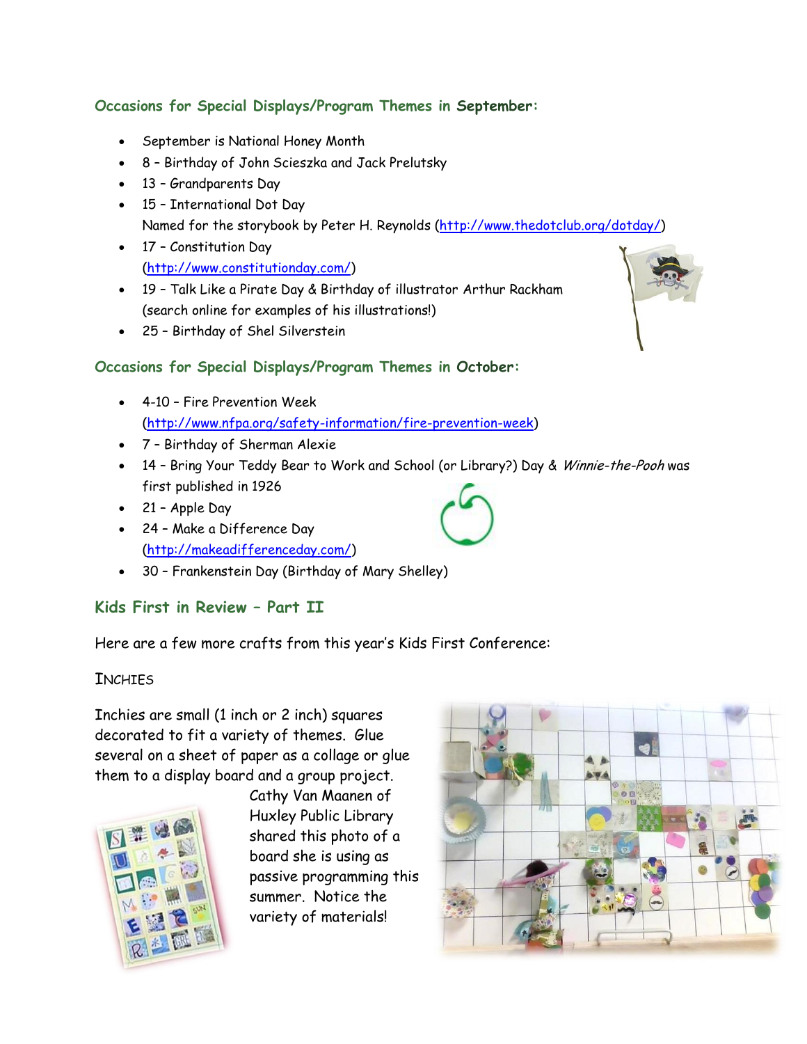### Occasions for Special Displays/Program Themes in **September**:

- September is National Honey Month
- 8 – Birthday of John Scieszka and Jack Prelutsky
- 13 – Grandparents Day
- 15 – International Dot Day
  Named for the storybook by Peter H. Reynolds (http://www.thedotclub.org/dotday/)
- 17 – Constitution Day
  (http://www.constitutionday.com/)
- 19 – Talk Like a Pirate Day & Birthday of illustrator Arthur Rackham
  (search online for examples of his illustrations!)
- 25 – Birthday of Shel Silverstein

### Occasions for Special Displays/Program Themes in **October**:

- 4-10 – Fire Prevention Week
  (http://www.nfpa.org/safety-information/fire-prevention-week)
- 7 – Birthday of Sherman Alexie
- 14 – Bring Your Teddy Bear to Work and School (or Library?) Day & *Winnie-the-Pooh* was first published in 1926
- 21 – Apple Day
- 24 – Make a Difference Day
  (http://makeadifferenceday.com/)
- 30 – Frankenstein Day (Birthday of Mary Shelley)

## Kids First in Review – Part II

Here are a few more crafts from this year's Kids First Conference:

INCHIES

Inchies are small (1 inch or 2 inch) squares decorated to fit a variety of themes. Glue several on a sheet of paper as a collage or glue them to a display board and a group project. Cathy Van Maanen of Huxley Public Library shared this photo of a board she is using as passive programming this summer. Notice the variety of materials!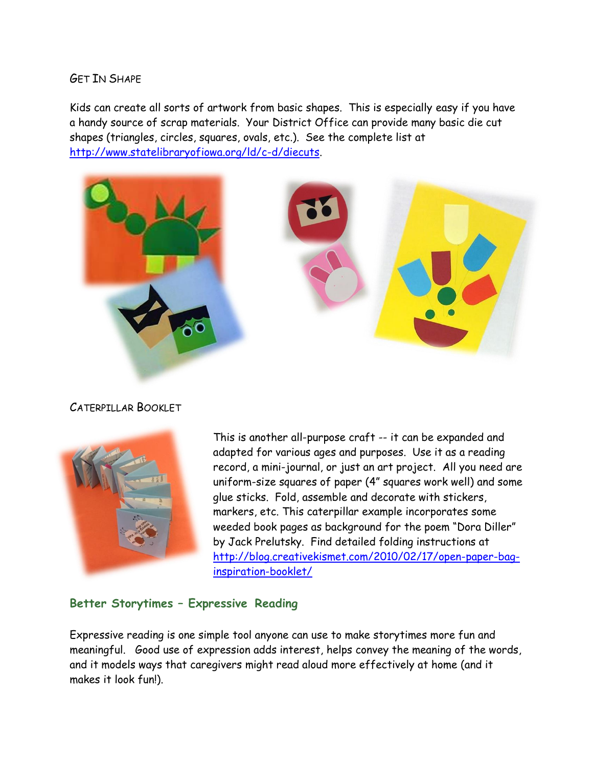## Get In Shape

Kids can create all sorts of artwork from basic shapes. This is especially easy if you have a handy source of scrap materials. Your District Office can provide many basic die cut shapes (triangles, circles, squares, ovals, etc.). See the complete list at http://www.statelibraryofiowa.org/ld/c-d/diecuts.

## Caterpillar Booklet

This is another all-purpose craft -- it can be expanded and adapted for various ages and purposes. Use it as a reading record, a mini-journal, or just an art project. All you need are uniform-size squares of paper (4" squares work well) and some glue sticks. Fold, assemble and decorate with stickers, markers, etc. This caterpillar example incorporates some weeded book pages as background for the poem "Dora Diller" by Jack Prelutsky. Find detailed folding instructions at http://blog.creativekismet.com/2010/02/17/open-paper-bag-inspiration-booklet/

## Better Storytimes – Expressive Reading

Expressive reading is one simple tool anyone can use to make storytimes more fun and meaningful. Good use of expression adds interest, helps convey the meaning of the words, and it models ways that caregivers might read aloud more effectively at home (and it makes it look fun!).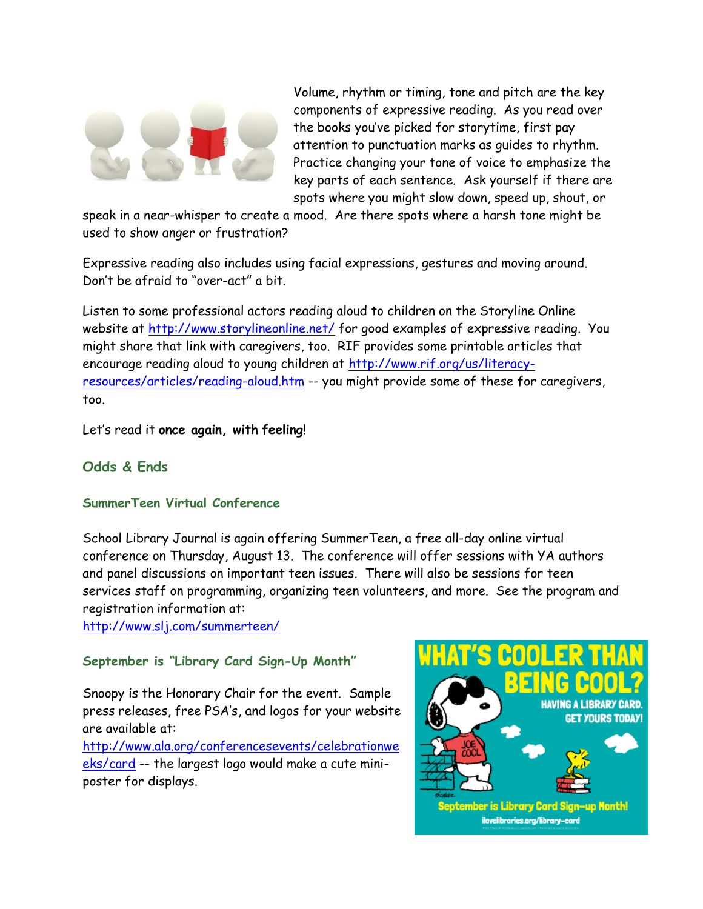Volume, rhythm or timing, tone and pitch are the key components of expressive reading. As you read over the books you've picked for storytime, first pay attention to punctuation marks as guides to rhythm. Practice changing your tone of voice to emphasize the key parts of each sentence. Ask yourself if there are spots where you might slow down, speed up, shout, or speak in a near-whisper to create a mood. Are there spots where a harsh tone might be used to show anger or frustration?

Expressive reading also includes using facial expressions, gestures and moving around. Don't be afraid to "over-act" a bit.

Listen to some professional actors reading aloud to children on the Storyline Online website at http://www.storylineonline.net/ for good examples of expressive reading. You might share that link with caregivers, too. RIF provides some printable articles that encourage reading aloud to young children at http://www.rif.org/us/literacy-resources/articles/reading-aloud.htm -- you might provide some of these for caregivers, too.

Let's read it **once again, with feeling**!

## Odds & Ends

### SummerTeen Virtual Conference

School Library Journal is again offering SummerTeen, a free all-day online virtual conference on Thursday, August 13. The conference will offer sessions with YA authors and panel discussions on important teen issues. There will also be sessions for teen services staff on programming, organizing teen volunteers, and more. See the program and registration information at:
http://www.slj.com/summerteen/

### September is "Library Card Sign-Up Month"

Snoopy is the Honorary Chair for the event. Sample press releases, free PSA's, and logos for your website are available at:
http://www.ala.org/conferencesevents/celebrationweeks/card -- the largest logo would make a cute mini-poster for displays.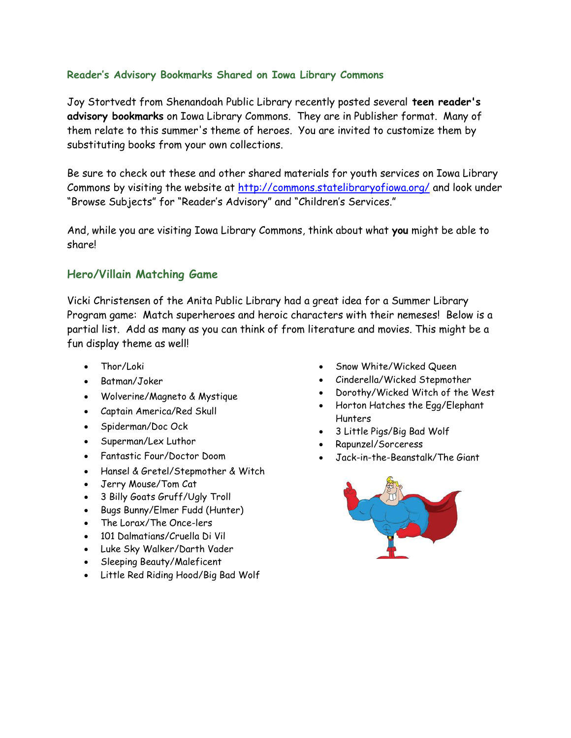### Reader's Advisory Bookmarks Shared on Iowa Library Commons

Joy Stortvedt from Shenandoah Public Library recently posted several **teen reader's advisory bookmarks** on Iowa Library Commons. They are in Publisher format. Many of them relate to this summer's theme of heroes. You are invited to customize them by substituting books from your own collections.

Be sure to check out these and other shared materials for youth services on Iowa Library Commons by visiting the website at [http://commons.statelibraryofiowa.org/](http://commons.statelibraryofiowa.org/) and look under "Browse Subjects" for "Reader's Advisory" and "Children's Services."

And, while you are visiting Iowa Library Commons, think about what **you** might be able to share!

## Hero/Villain Matching Game

Vicki Christensen of the Anita Public Library had a great idea for a Summer Library Program game: Match superheroes and heroic characters with their nemeses! Below is a partial list. Add as many as you can think of from literature and movies. This might be a fun display theme as well!

- Thor/Loki
- Batman/Joker
- Wolverine/Magneto & Mystique
- Captain America/Red Skull
- Spiderman/Doc Ock
- Superman/Lex Luthor
- Fantastic Four/Doctor Doom
- Hansel & Gretel/Stepmother & Witch
- Jerry Mouse/Tom Cat
- 3 Billy Goats Gruff/Ugly Troll
- Bugs Bunny/Elmer Fudd (Hunter)
- The Lorax/The Once-lers
- 101 Dalmatians/Cruella Di Vil
- Luke Sky Walker/Darth Vader
- Sleeping Beauty/Maleficent
- Little Red Riding Hood/Big Bad Wolf
- Snow White/Wicked Queen
- Cinderella/Wicked Stepmother
- Dorothy/Wicked Witch of the West
- Horton Hatches the Egg/Elephant Hunters
- 3 Little Pigs/Big Bad Wolf
- Rapunzel/Sorceress
- Jack-in-the-Beanstalk/The Giant